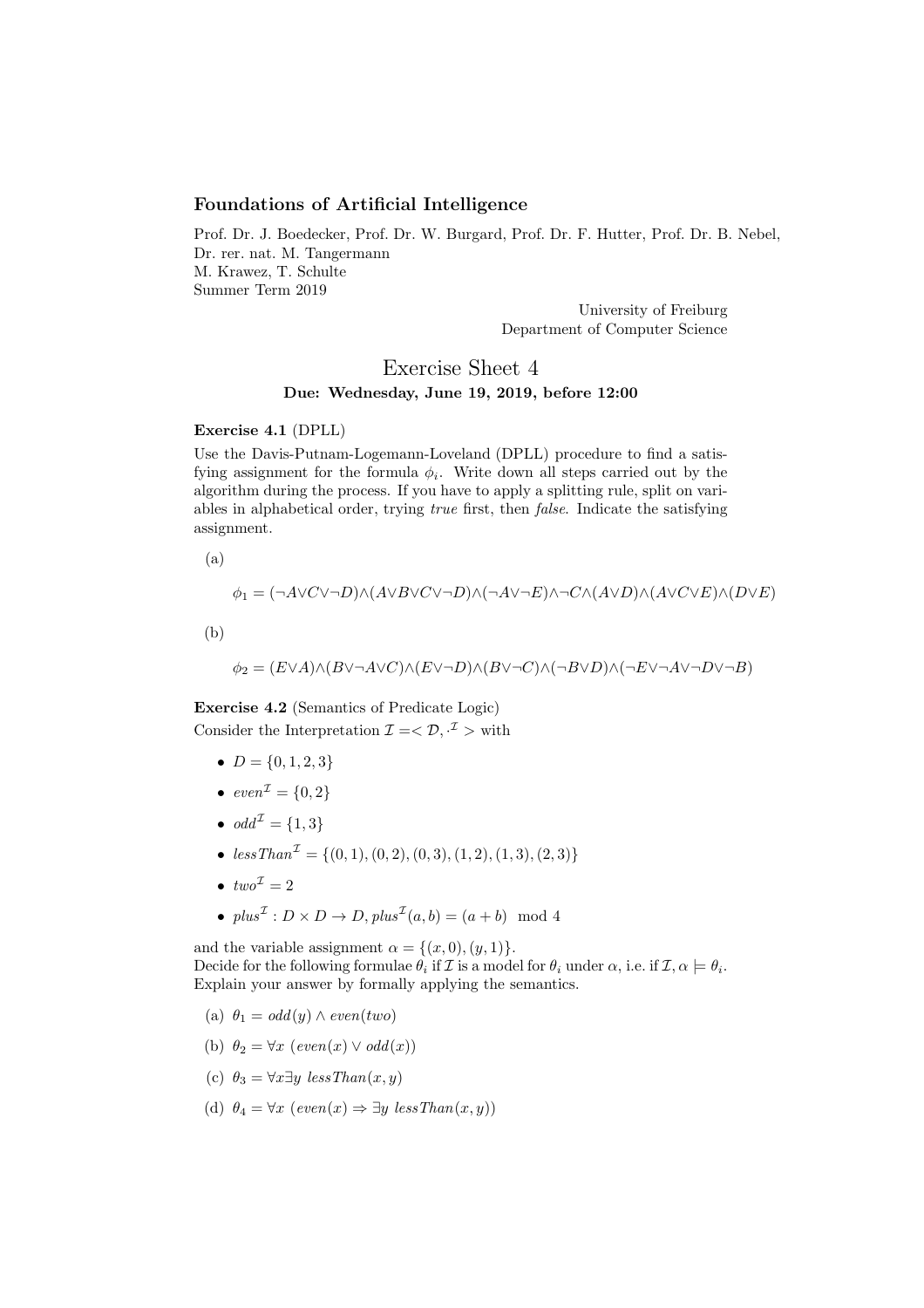## Foundations of Artificial Intelligence

Prof. Dr. J. Boedecker, Prof. Dr. W. Burgard, Prof. Dr. F. Hutter, Prof. Dr. B. Nebel,
Dr. rer. nat. M. Tangermann
M. Krawez, T. Schulte
Summer Term 2019

University of Freiburg
Department of Computer Science

# Exercise Sheet 4

**Due: Wednesday, June 19, 2019, before 12:00**

**Exercise 4.1** (DPLL)

Use the Davis-Putnam-Logemann-Loveland (DPLL) procedure to find a satisfying assignment for the formula $\phi_i$. Write down all steps carried out by the algorithm during the process. If you have to apply a splitting rule, split on variables in alphabetical order, trying *true* first, then *false*. Indicate the satisfying assignment.

(a)

$$\phi_1 = (\neg A \lor C \lor \neg D) \land (A \lor B \lor C \lor \neg D) \land (\neg A \lor \neg E) \land \neg C \land (A \lor D) \land (A \lor C \lor E) \land (D \lor E)$$

(b)

$$\phi_2 = (E \lor A) \land (B \lor \neg A \lor C) \land (E \lor \neg D) \land (B \lor \neg C) \land (\neg B \lor D) \land (\neg E \lor \neg A \lor \neg D \lor \neg B)$$

**Exercise 4.2** (Semantics of Predicate Logic)

Consider the Interpretation $\mathcal{I} = < \mathcal{D}, \cdot^{\mathcal{I}} >$ with

- $D = \{0, 1, 2, 3\}$
- $even^{\mathcal{I}} = \{0, 2\}$
- $odd^{\mathcal{I}} = \{1, 3\}$
- $lessThan^{\mathcal{I}} = \{(0,1), (0,2), (0,3), (1,2), (1,3), (2,3)\}$
- $two^{\mathcal{I}} = 2$
- $plus^{\mathcal{I}} : D \times D \to D, plus^{\mathcal{I}}(a, b) = (a + b) \mod 4$

and the variable assignment $\alpha = \{(x, 0), (y, 1)\}$.
Decide for the following formulae $\theta_i$ if $\mathcal{I}$ is a model for $\theta_i$ under $\alpha$, i.e. if $\mathcal{I}, \alpha \models \theta_i$.
Explain your answer by formally applying the semantics.

(a) $\theta_1 = odd(y) \land even(two)$

(b) $\theta_2 = \forall x \; (even(x) \lor odd(x))$

(c) $\theta_3 = \forall x \exists y \; lessThan(x, y)$

(d) $\theta_4 = \forall x \; (even(x) \Rightarrow \exists y \; lessThan(x, y))$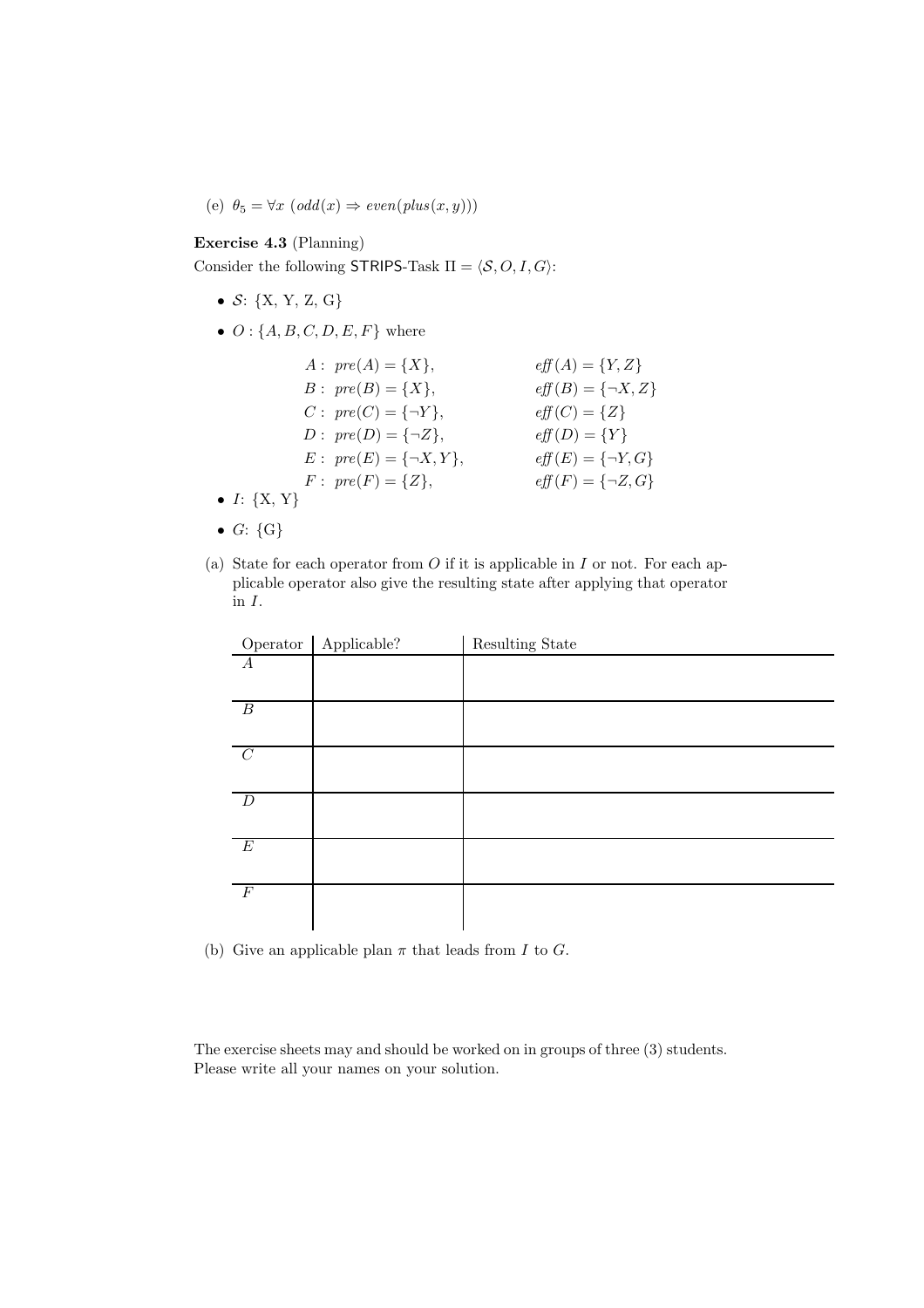(e) $\theta_5 = \forall x \; (odd(x) \Rightarrow even(plus(x, y)))$

**Exercise 4.3** (Planning)

Consider the following STRIPS-Task $\Pi = \langle \mathcal{S}, O, I, G \rangle$:

- $\mathcal{S}$: {X, Y, Z, G}
- $O : \{A, B, C, D, E, F\}$ where

$$
\begin{array}{ll}
A: \; pre(A) = \{X\}, & eff(A) = \{Y, Z\} \\
B: \; pre(B) = \{X\}, & eff(B) = \{\neg X, Z\} \\
C: \; pre(C) = \{\neg Y\}, & eff(C) = \{Z\} \\
D: \; pre(D) = \{\neg Z\}, & eff(D) = \{Y\} \\
E: \; pre(E) = \{\neg X, Y\}, & eff(E) = \{\neg Y, G\} \\
F: \; pre(F) = \{Z\}, & eff(F) = \{\neg Z, G\}
\end{array}
$$

- $I$: {X, Y}
- $G$: {G}

(a) State for each operator from $O$ if it is applicable in $I$ or not. For each applicable operator also give the resulting state after applying that operator in $I$.

| Operator | Applicable? | Resulting State |
|---|---|---|
| $A$ | | |
| $B$ | | |
| $C$ | | |
| $D$ | | |
| $E$ | | |
| $F$ | | |

(b) Give an applicable plan $\pi$ that leads from $I$ to $G$.

The exercise sheets may and should be worked on in groups of three (3) students. Please write all your names on your solution.